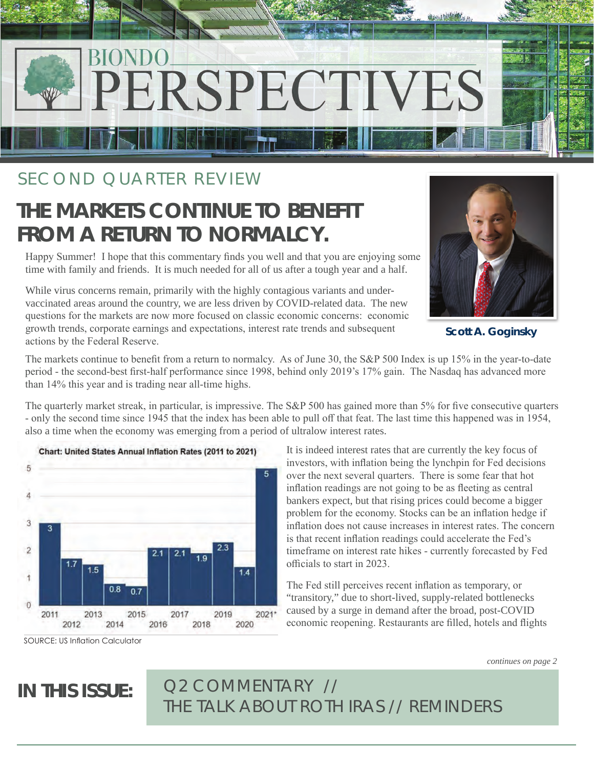# BIONDO PERSPECTIVES

## SECOND QUARTER REVIEW

## THE MARKETS CONTINUE TO BENEFIT FROM A RETURN TO NORMALCY.

Happy Summer! I hope that this commentary finds you well and that you are enjoying some time with family and friends. It is much needed for all of us after a tough year and a half.

While virus concerns remain, primarily with the highly contagious variants and under-vaccinated areas around the country, we are less driven by COVID-related data. The new questions for the markets are now more focused on classic economic concerns: economic growth trends, corporate earnings and expectations, interest rate trends and subsequent actions by the Federal Reserve.

**Scott A. Goginsky**

The markets continue to benefit from a return to normalcy. As of June 30, the S&P 500 Index is up 15% in the year-to-date period - the second-best first-half performance since 1998, behind only 2019's 17% gain. The Nasdaq has advanced more than 14% this year and is trading near all-time highs.

The quarterly market streak, in particular, is impressive. The S&P 500 has gained more than 5% for five consecutive quarters - only the second time since 1945 that the index has been able to pull off that feat. The last time this happened was in 1954, also a time when the economy was emerging from a period of ultralow interest rates.

**Chart: United States Annual Inflation Rates (2011 to 2021)**

| Year | Inflation Rate |
|---|---|
| 2011 | 3 |
| 2012 | 1.7 |
| 2013 | 1.5 |
| 2014 | 0.8 |
| 2015 | 0.7 |
| 2016 | 2.1 |
| 2017 | 2.1 |
| 2018 | 1.9 |
| 2019 | 2.3 |
| 2020 | 1.4 |
| 2021* | 5 |

SOURCE: US Inflation Calculator

It is indeed interest rates that are currently the key focus of investors, with inflation being the lynchpin for Fed decisions over the next several quarters. There is some fear that hot inflation readings are not going to be as fleeting as central bankers expect, but that rising prices could become a bigger problem for the economy. Stocks can be an inflation hedge if inflation does not cause increases in interest rates. The concern is that recent inflation readings could accelerate the Fed's timeframe on interest rate hikes - currently forecasted by Fed officials to start in 2023.

The Fed still perceives recent inflation as temporary, or "transitory," due to short-lived, supply-related bottlenecks caused by a surge in demand after the broad, post-COVID economic reopening. Restaurants are filled, hotels and flights

*continues on page 2*

**IN THIS ISSUE:** Q2 COMMENTARY // THE TALK ABOUT ROTH IRAS // REMINDERS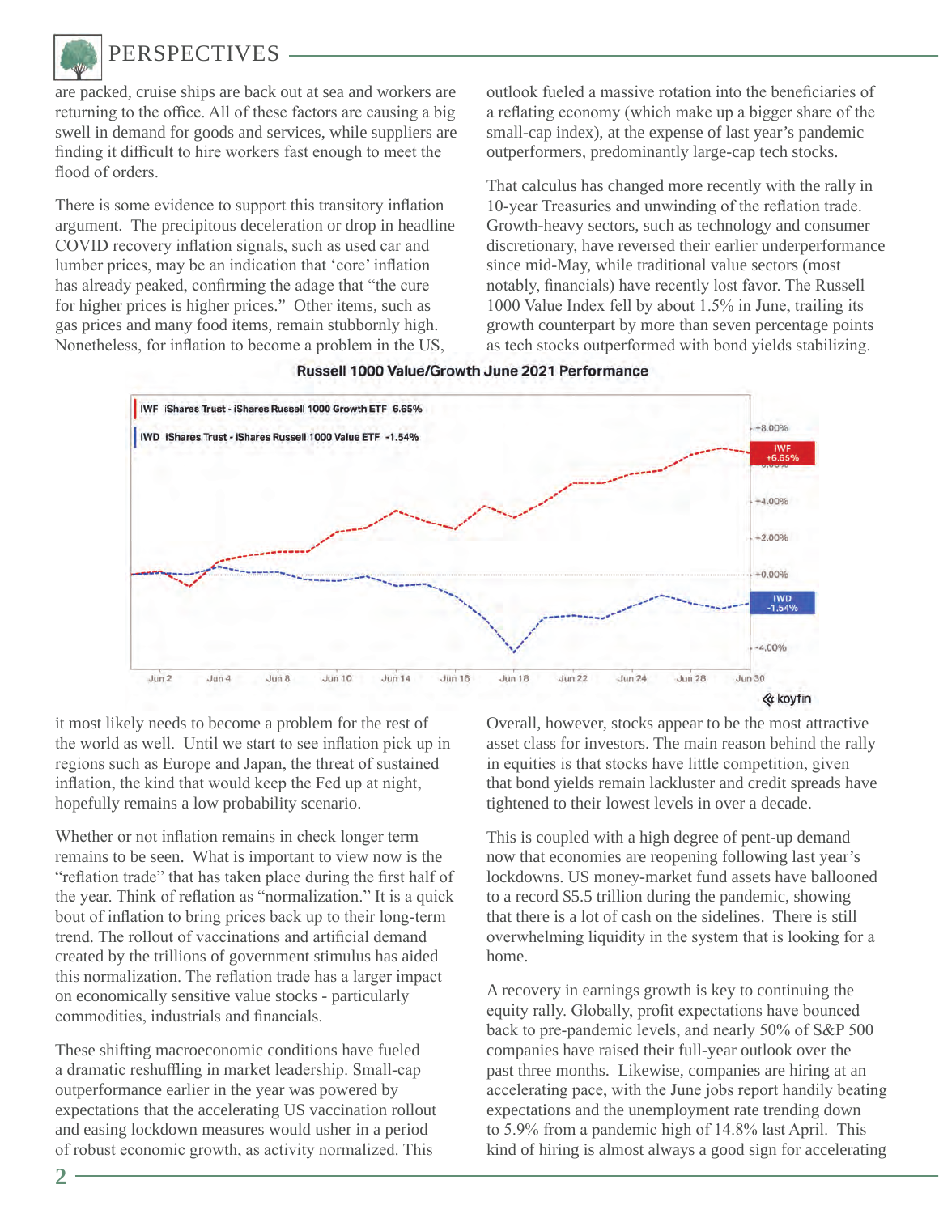are packed, cruise ships are back out at sea and workers are returning to the office. All of these factors are causing a big swell in demand for goods and services, while suppliers are finding it difficult to hire workers fast enough to meet the flood of orders.

There is some evidence to support this transitory inflation argument. The precipitous deceleration or drop in headline COVID recovery inflation signals, such as used car and lumber prices, may be an indication that 'core' inflation has already peaked, confirming the adage that "the cure for higher prices is higher prices." Other items, such as gas prices and many food items, remain stubbornly high. Nonetheless, for inflation to become a problem in the US, it most likely needs to become a problem for the rest of the world as well. Until we start to see inflation pick up in regions such as Europe and Japan, the threat of sustained inflation, the kind that would keep the Fed up at night, hopefully remains a low probability scenario.

Whether or not inflation remains in check longer term remains to be seen. What is important to view now is the "reflation trade" that has taken place during the first half of the year. Think of reflation as "normalization." It is a quick bout of inflation to bring prices back up to their long-term trend. The rollout of vaccinations and artificial demand created by the trillions of government stimulus has aided this normalization. The reflation trade has a larger impact on economically sensitive value stocks - particularly commodities, industrials and financials.

These shifting macroeconomic conditions have fueled a dramatic reshuffling in market leadership. Small-cap outperformance earlier in the year was powered by expectations that the accelerating US vaccination rollout and easing lockdown measures would usher in a period of robust economic growth, as activity normalized. This outlook fueled a massive rotation into the beneficiaries of a reflating economy (which make up a bigger share of the small-cap index), at the expense of last year's pandemic outperformers, predominantly large-cap tech stocks.

That calculus has changed more recently with the rally in 10-year Treasuries and unwinding of the reflation trade. Growth-heavy sectors, such as technology and consumer discretionary, have reversed their earlier underperformance since mid-May, while traditional value sectors (most notably, financials) have recently lost favor. The Russell 1000 Value Index fell by about 1.5% in June, trailing its growth counterpart by more than seven percentage points as tech stocks outperformed with bond yields stabilizing.

**Russell 1000 Value/Growth June 2021 Performance**

IWF iShares Trust - iShares Russell 1000 Growth ETF 6.65%
IWD iShares Trust - iShares Russell 1000 Value ETF -1.54%

Overall, however, stocks appear to be the most attractive asset class for investors. The main reason behind the rally in equities is that stocks have little competition, given that bond yields remain lackluster and credit spreads have tightened to their lowest levels in over a decade.

This is coupled with a high degree of pent-up demand now that economies are reopening following last year's lockdowns. US money-market fund assets have ballooned to a record $5.5 trillion during the pandemic, showing that there is a lot of cash on the sidelines. There is still overwhelming liquidity in the system that is looking for a home.

A recovery in earnings growth is key to continuing the equity rally. Globally, profit expectations have bounced back to pre-pandemic levels, and nearly 50% of S&P 500 companies have raised their full-year outlook over the past three months. Likewise, companies are hiring at an accelerating pace, with the June jobs report handily beating expectations and the unemployment rate trending down to 5.9% from a pandemic high of 14.8% last April. This kind of hiring is almost always a good sign for accelerating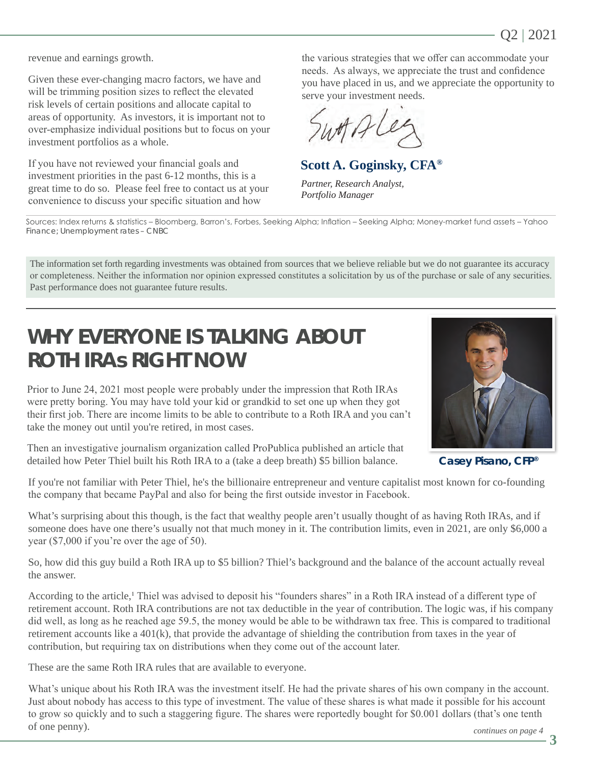revenue and earnings growth.

Given these ever-changing macro factors, we have and will be trimming position sizes to reflect the elevated risk levels of certain positions and allocate capital to areas of opportunity. As investors, it is important not to over-emphasize individual positions but to focus on your investment portfolios as a whole.

If you have not reviewed your financial goals and investment priorities in the past 6-12 months, this is a great time to do so. Please feel free to contact us at your convenience to discuss your specific situation and how the various strategies that we offer can accommodate your needs. As always, we appreciate the trust and confidence you have placed in us, and we appreciate the opportunity to serve your investment needs.

**Scott A. Goginsky, CFA®**

*Partner, Research Analyst,*
*Portfolio Manager*

Sources: Index returns & statistics – Bloomberg, Barron's, Forbes, Seeking Alpha; Inflation – Seeking Alpha; Money-market fund assets – Yahoo Finance; Unemployment rates – CNBC

The information set forth regarding investments was obtained from sources that we believe reliable but we do not guarantee its accuracy or completeness. Neither the information nor opinion expressed constitutes a solicitation by us of the purchase or sale of any securities. Past performance does not guarantee future results.

# WHY EVERYONE IS TALKING ABOUT ROTH IRAs RIGHT NOW

**Casey Pisano, CFP®**

Prior to June 24, 2021 most people were probably under the impression that Roth IRAs were pretty boring. You may have told your kid or grandkid to set one up when they got their first job. There are income limits to be able to contribute to a Roth IRA and you can't take the money out until you're retired, in most cases.

Then an investigative journalism organization called ProPublica published an article that detailed how Peter Thiel built his Roth IRA to a (take a deep breath) $5 billion balance.

If you're not familiar with Peter Thiel, he's the billionaire entrepreneur and venture capitalist most known for co-founding the company that became PayPal and also for being the first outside investor in Facebook.

What's surprising about this though, is the fact that wealthy people aren't usually thought of as having Roth IRAs, and if someone does have one there's usually not that much money in it. The contribution limits, even in 2021, are only $6,000 a year ($7,000 if you're over the age of 50).

So, how did this guy build a Roth IRA up to $5 billion? Thiel's background and the balance of the account actually reveal the answer.

According to the article,[1] Thiel was advised to deposit his "founders shares" in a Roth IRA instead of a different type of retirement account. Roth IRA contributions are not tax deductible in the year of contribution. The logic was, if his company did well, as long as he reached age 59.5, the money would be able to be withdrawn tax free. This is compared to traditional retirement accounts like a 401(k), that provide the advantage of shielding the contribution from taxes in the year of contribution, but requiring tax on distributions when they come out of the account later.

These are the same Roth IRA rules that are available to everyone.

What's unique about his Roth IRA was the investment itself. He had the private shares of his own company in the account. Just about nobody has access to this type of investment. The value of these shares is what made it possible for his account to grow so quickly and to such a staggering figure. The shares were reportedly bought for $0.001 dollars (that's one tenth of one penny).

*continues on page 4*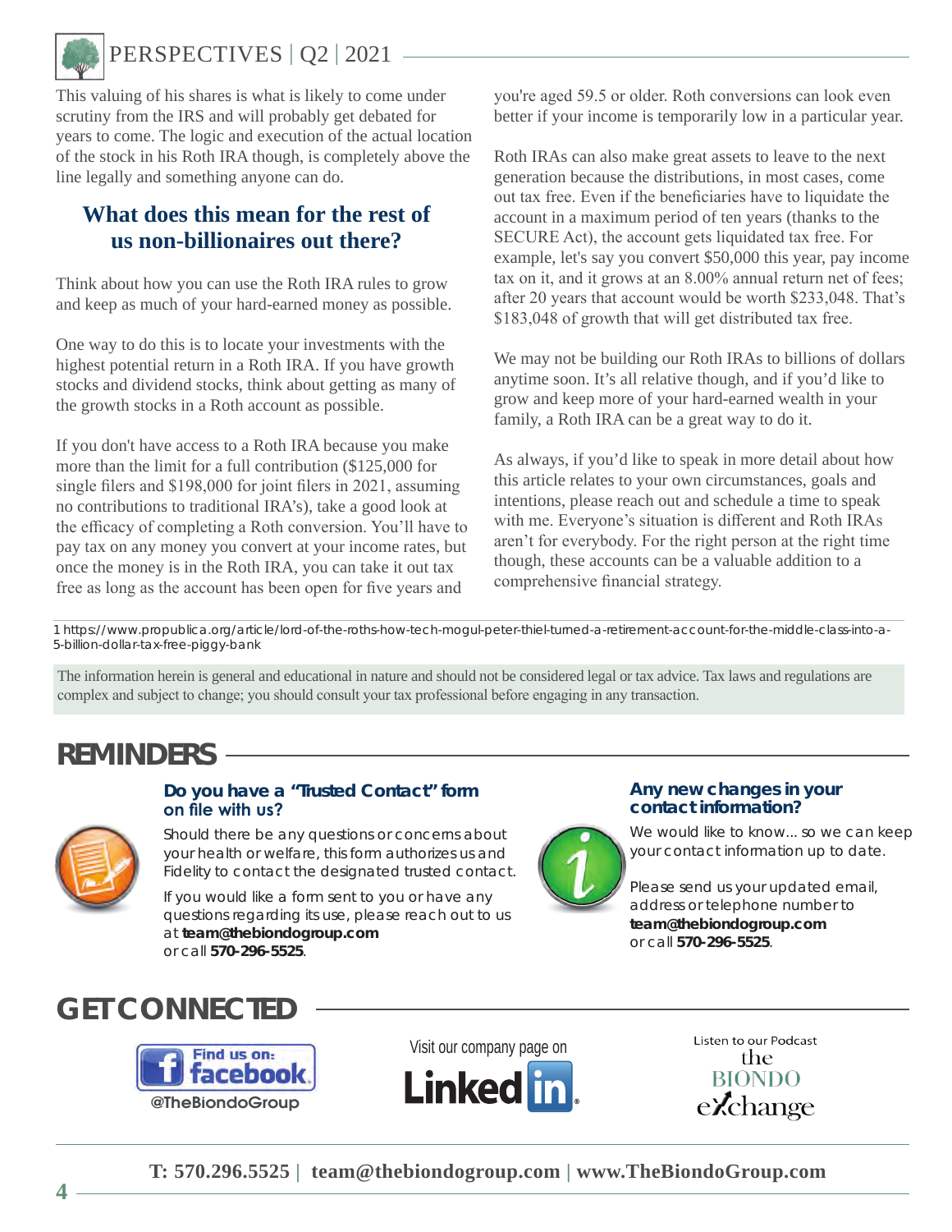This valuing of his shares is what is likely to come under scrutiny from the IRS and will probably get debated for years to come. The logic and execution of the actual location of the stock in his Roth IRA though, is completely above the line legally and something anyone can do.

## What does this mean for the rest of us non-billionaires out there?

Think about how you can use the Roth IRA rules to grow and keep as much of your hard-earned money as possible.

One way to do this is to locate your investments with the highest potential return in a Roth IRA. If you have growth stocks and dividend stocks, think about getting as many of the growth stocks in a Roth account as possible.

If you don't have access to a Roth IRA because you make more than the limit for a full contribution ($125,000 for single filers and $198,000 for joint filers in 2021, assuming no contributions to traditional IRA's), take a good look at the efficacy of completing a Roth conversion. You'll have to pay tax on any money you convert at your income rates, but once the money is in the Roth IRA, you can take it out tax free as long as the account has been open for five years and you're aged 59.5 or older. Roth conversions can look even better if your income is temporarily low in a particular year.

Roth IRAs can also make great assets to leave to the next generation because the distributions, in most cases, come out tax free. Even if the beneficiaries have to liquidate the account in a maximum period of ten years (thanks to the SECURE Act), the account gets liquidated tax free. For example, let's say you convert $50,000 this year, pay income tax on it, and it grows at an 8.00% annual return net of fees; after 20 years that account would be worth $233,048. That's $183,048 of growth that will get distributed tax free.

We may not be building our Roth IRAs to billions of dollars anytime soon. It's all relative though, and if you'd like to grow and keep more of your hard-earned wealth in your family, a Roth IRA can be a great way to do it.

As always, if you'd like to speak in more detail about how this article relates to your own circumstances, goals and intentions, please reach out and schedule a time to speak with me. Everyone's situation is different and Roth IRAs aren't for everybody. For the right person at the right time though, these accounts can be a valuable addition to a comprehensive financial strategy.

1 https://www.propublica.org/article/lord-of-the-roths-how-tech-mogul-peter-thiel-turned-a-retirement-account-for-the-middle-class-into-a-5-billion-dollar-tax-free-piggy-bank

The information herein is general and educational in nature and should not be considered legal or tax advice. Tax laws and regulations are complex and subject to change; you should consult your tax professional before engaging in any transaction.

# REMINDERS

### Do you have a "Trusted Contact" form on file with us?

Should there be any questions or concerns about your health or welfare, this form authorizes us and Fidelity to contact the designated trusted contact.

If you would like a form sent to you or have any questions regarding its use, please reach out to us at **team@thebiondogroup.com** or call **570-296-5525**.

### Any new changes in your contact information?

We would like to know... so we can keep your contact information up to date.

Please send us your updated email, address or telephone number to **team@thebiondogroup.com** or call **570-296-5525**.

# GET CONNECTED

Find us on: facebook
@TheBiondoGroup

Visit our company page on LinkedIn

Listen to our Podcast
the BIONDO exchange

**T: 570.296.5525 | team@thebiondogroup.com | www.TheBiondoGroup.com**